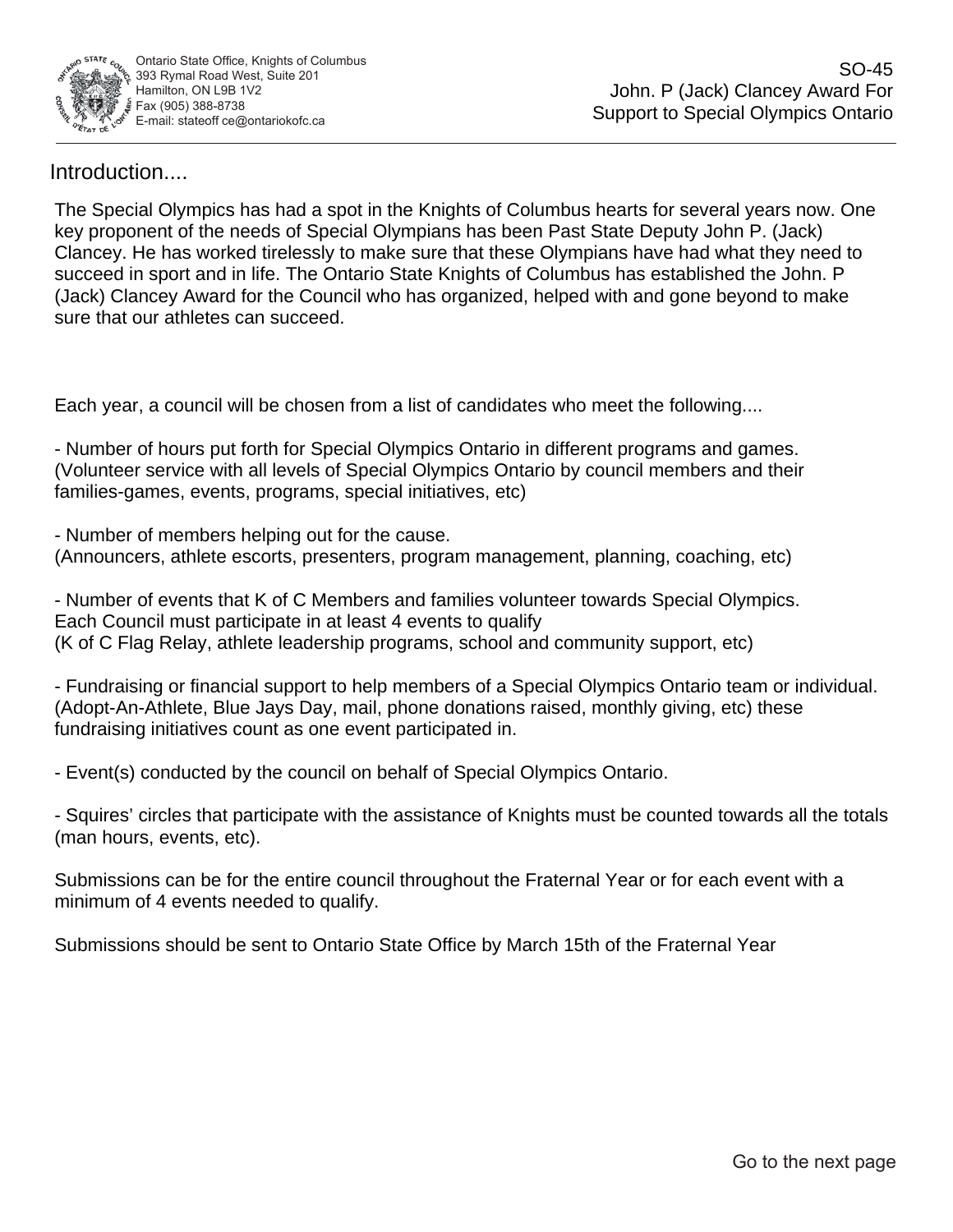Ontario State Office, Knights of Columbus
393 Rymal Road West, Suite 201
Hamilton, ON L9B 1V2
Fax (905) 388-8738
E-mail: stateoff ce@ontariokofc.ca

SO-45
John. P (Jack) Clancey Award For Support to Special Olympics Ontario

## Introduction....

The Special Olympics has had a spot in the Knights of Columbus hearts for several years now. One key proponent of the needs of Special Olympians has been Past State Deputy John P. (Jack) Clancey. He has worked tirelessly to make sure that these Olympians have had what they need to succeed in sport and in life. The Ontario State Knights of Columbus has established the John. P (Jack) Clancey Award for the Council who has organized, helped with and gone beyond to make sure that our athletes can succeed.

Each year, a council will be chosen from a list of candidates who meet the following....

- Number of hours put forth for Special Olympics Ontario in different programs and games. (Volunteer service with all levels of Special Olympics Ontario by council members and their families-games, events, programs, special initiatives, etc)

- Number of members helping out for the cause. (Announcers, athlete escorts, presenters, program management, planning, coaching, etc)

- Number of events that K of C Members and families volunteer towards Special Olympics. Each Council must participate in at least 4 events to qualify (K of C Flag Relay, athlete leadership programs, school and community support, etc)

- Fundraising or financial support to help members of a Special Olympics Ontario team or individual. (Adopt-An-Athlete, Blue Jays Day, mail, phone donations raised, monthly giving, etc) these fundraising initiatives count as one event participated in.

- Event(s) conducted by the council on behalf of Special Olympics Ontario.

- Squires' circles that participate with the assistance of Knights must be counted towards all the totals (man hours, events, etc).

Submissions can be for the entire council throughout the Fraternal Year or for each event with a minimum of 4 events needed to qualify.

Submissions should be sent to Ontario State Office by March 15th of the Fraternal Year

Go to the next page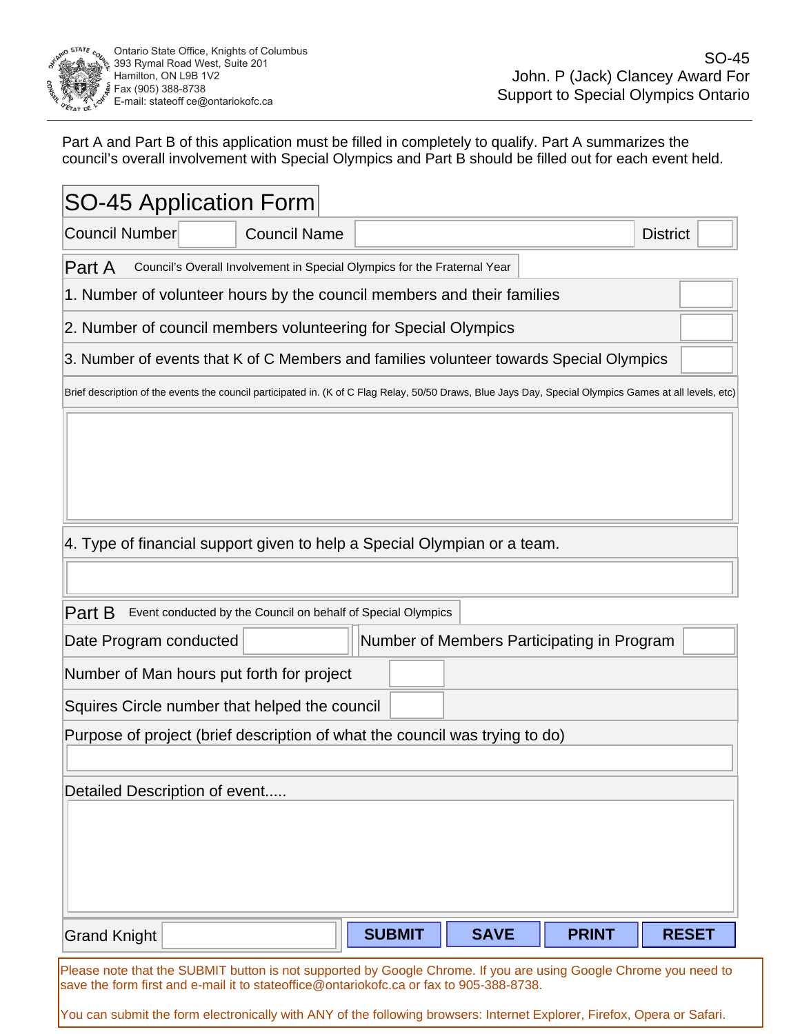Ontario State Office, Knights of Columbus
393 Rymal Road West, Suite 201
Hamilton, ON L9B 1V2
Fax (905) 388-8738
E-mail: stateoff ce@ontariokofc.ca

SO-45
John. P (Jack) Clancey Award For
Support to Special Olympics Ontario

Part A and Part B of this application must be filled in completely to qualify. Part A summarizes the council's overall involvement with Special Olympics and Part B should be filled out for each event held.

# SO-45 Application Form

Council Number ______ Council Name ______ District ______

## Part A Council's Overall Involvement in Special Olympics for the Fraternal Year

1. Number of volunteer hours by the council members and their families ______
2. Number of council members volunteering for Special Olympics ______
3. Number of events that K of C Members and families volunteer towards Special Olympics ______

Brief description of the events the council participated in. (K of C Flag Relay, 50/50 Draws, Blue Jays Day, Special Olympics Games at all levels, etc)

______

4. Type of financial support given to help a Special Olympian or a team.

______

## Part B Event conducted by the Council on behalf of Special Olympics

Date Program conducted ______ Number of Members Participating in Program ______

Number of Man hours put forth for project ______

Squires Circle number that helped the council ______

Purpose of project (brief description of what the council was trying to do)

______

Detailed Description of event.....

______

Grand Knight ______

**SUBMIT** **SAVE** **PRINT** **RESET**

Please note that the SUBMIT button is not supported by Google Chrome. If you are using Google Chrome you need to save the form first and e-mail it to stateoffice@ontariokofc.ca or fax to 905-388-8738.

You can submit the form electronically with ANY of the following browsers: Internet Explorer, Firefox, Opera or Safari.